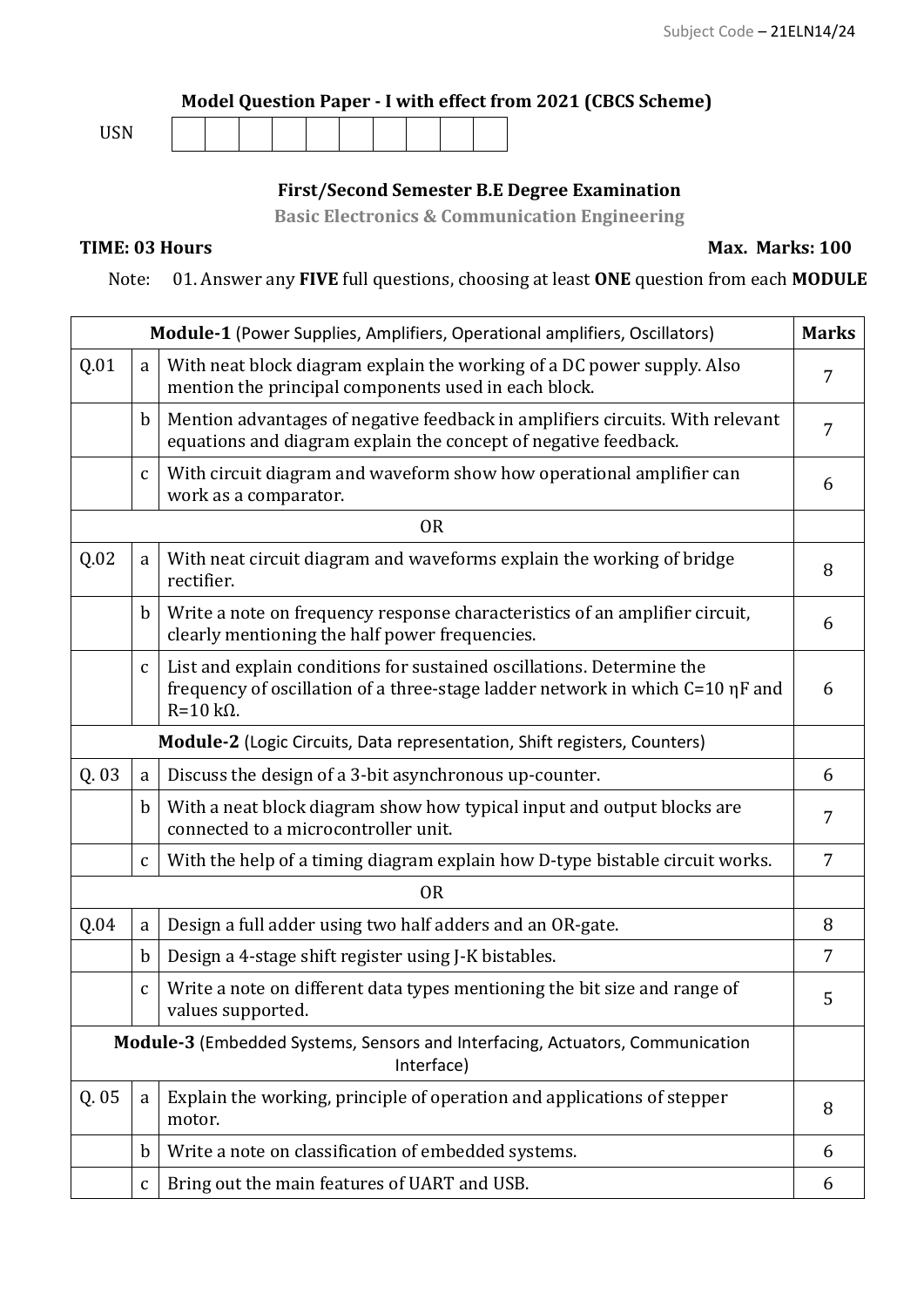Subject Code – 21ELN14/24

**Model Question Paper - I with effect from 2021 (CBCS Scheme)**

USN | | | | | | | | | |

**First/Second Semester B.E Degree Examination**

**Basic Electronics & Communication Engineering**

**TIME: 03 Hours** **Max. Marks: 100**

Note: 01. Answer any **FIVE** full questions, choosing at least **ONE** question from each **MODULE**

| **Module-1** (Power Supplies, Amplifiers, Operational amplifiers, Oscillators) | | | **Marks** |
|---|---|---|---|
| Q.01 | a | With neat block diagram explain the working of a DC power supply. Also mention the principal components used in each block. | 7 |
| | b | Mention advantages of negative feedback in amplifiers circuits. With relevant equations and diagram explain the concept of negative feedback. | 7 |
| | c | With circuit diagram and waveform show how operational amplifier can work as a comparator. | 6 |
| | | OR | |
| Q.02 | a | With neat circuit diagram and waveforms explain the working of bridge rectifier. | 8 |
| | b | Write a note on frequency response characteristics of an amplifier circuit, clearly mentioning the half power frequencies. | 6 |
| | c | List and explain conditions for sustained oscillations. Determine the frequency of oscillation of a three-stage ladder network in which C=10 ηF and R=10 kΩ. | 6 |
| **Module-2** (Logic Circuits, Data representation, Shift registers, Counters) | | | |
| Q. 03 | a | Discuss the design of a 3-bit asynchronous up-counter. | 6 |
| | b | With a neat block diagram show how typical input and output blocks are connected to a microcontroller unit. | 7 |
| | c | With the help of a timing diagram explain how D-type bistable circuit works. | 7 |
| | | OR | |
| Q.04 | a | Design a full adder using two half adders and an OR-gate. | 8 |
| | b | Design a 4-stage shift register using J-K bistables. | 7 |
| | c | Write a note on different data types mentioning the bit size and range of values supported. | 5 |
| **Module-3** (Embedded Systems, Sensors and Interfacing, Actuators, Communication Interface) | | | |
| Q. 05 | a | Explain the working, principle of operation and applications of stepper motor. | 8 |
| | b | Write a note on classification of embedded systems. | 6 |
| | c | Bring out the main features of UART and USB. | 6 |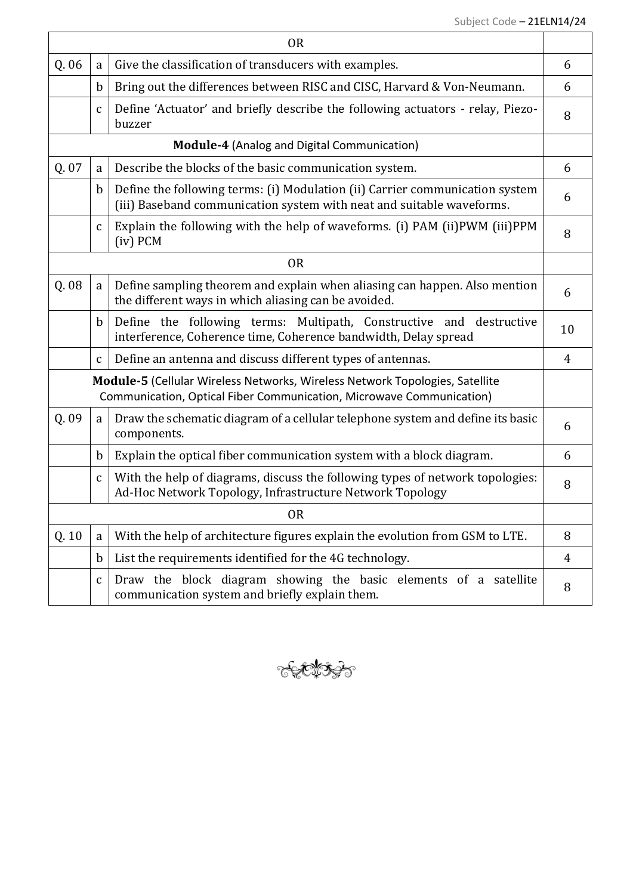| | | | |
|---|---|---|---|
| | | OR | |
| Q. 06 | a | Give the classification of transducers with examples. | 6 |
| | b | Bring out the differences between RISC and CISC, Harvard & Von-Neumann. | 6 |
| | c | Define 'Actuator' and briefly describe the following actuators - relay, Piezo-buzzer | 8 |
| | | **Module-4** (Analog and Digital Communication) | |
| Q. 07 | a | Describe the blocks of the basic communication system. | 6 |
| | b | Define the following terms: (i) Modulation (ii) Carrier communication system (iii) Baseband communication system with neat and suitable waveforms. | 6 |
| | c | Explain the following with the help of waveforms. (i) PAM (ii)PWM (iii)PPM (iv) PCM | 8 |
| | | OR | |
| Q. 08 | a | Define sampling theorem and explain when aliasing can happen. Also mention the different ways in which aliasing can be avoided. | 6 |
| | b | Define the following terms: Multipath, Constructive and destructive interference, Coherence time, Coherence bandwidth, Delay spread | 10 |
| | c | Define an antenna and discuss different types of antennas. | 4 |
| | | **Module-5** (Cellular Wireless Networks, Wireless Network Topologies, Satellite Communication, Optical Fiber Communication, Microwave Communication) | |
| Q. 09 | a | Draw the schematic diagram of a cellular telephone system and define its basic components. | 6 |
| | b | Explain the optical fiber communication system with a block diagram. | 6 |
| | c | With the help of diagrams, discuss the following types of network topologies: Ad-Hoc Network Topology, Infrastructure Network Topology | 8 |
| | | OR | |
| Q. 10 | a | With the help of architecture figures explain the evolution from GSM to LTE. | 8 |
| | b | List the requirements identified for the 4G technology. | 4 |
| | c | Draw the block diagram showing the basic elements of a satellite communication system and briefly explain them. | 8 |